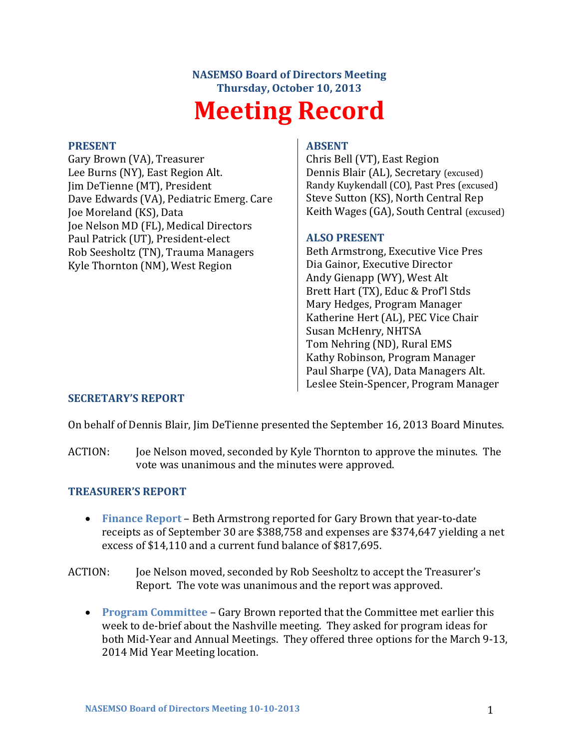**NASEMSO Board of Directors Meeting**
**Thursday, October 10, 2013**

# Meeting Record

**PRESENT**

Gary Brown (VA), Treasurer
Lee Burns (NY), East Region Alt.
Jim DeTienne (MT), President
Dave Edwards (VA), Pediatric Emerg. Care
Joe Moreland (KS), Data
Joe Nelson MD (FL), Medical Directors
Paul Patrick (UT), President-elect
Rob Seesholtz (TN), Trauma Managers
Kyle Thornton (NM), West Region

**ABSENT**

Chris Bell (VT), East Region
Dennis Blair (AL), Secretary (excused)
Randy Kuykendall (CO), Past Pres (excused)
Steve Sutton (KS), North Central Rep
Keith Wages (GA), South Central (excused)

**ALSO PRESENT**

Beth Armstrong, Executive Vice Pres
Dia Gainor, Executive Director
Andy Gienapp (WY), West Alt
Brett Hart (TX), Educ & Prof'l Stds
Mary Hedges, Program Manager
Katherine Hert (AL), PEC Vice Chair
Susan McHenry, NHTSA
Tom Nehring (ND), Rural EMS
Kathy Robinson, Program Manager
Paul Sharpe (VA), Data Managers Alt.
Leslee Stein-Spencer, Program Manager

## SECRETARY'S REPORT

On behalf of Dennis Blair, Jim DeTienne presented the September 16, 2013 Board Minutes.

ACTION: Joe Nelson moved, seconded by Kyle Thornton to approve the minutes. The vote was unanimous and the minutes were approved.

## TREASURER'S REPORT

- **Finance Report** – Beth Armstrong reported for Gary Brown that year-to-date receipts as of September 30 are $388,758 and expenses are $374,647 yielding a net excess of $14,110 and a current fund balance of $817,695.

ACTION: Joe Nelson moved, seconded by Rob Seesholtz to accept the Treasurer's Report. The vote was unanimous and the report was approved.

- **Program Committee** – Gary Brown reported that the Committee met earlier this week to de-brief about the Nashville meeting. They asked for program ideas for both Mid-Year and Annual Meetings. They offered three options for the March 9-13, 2014 Mid Year Meeting location.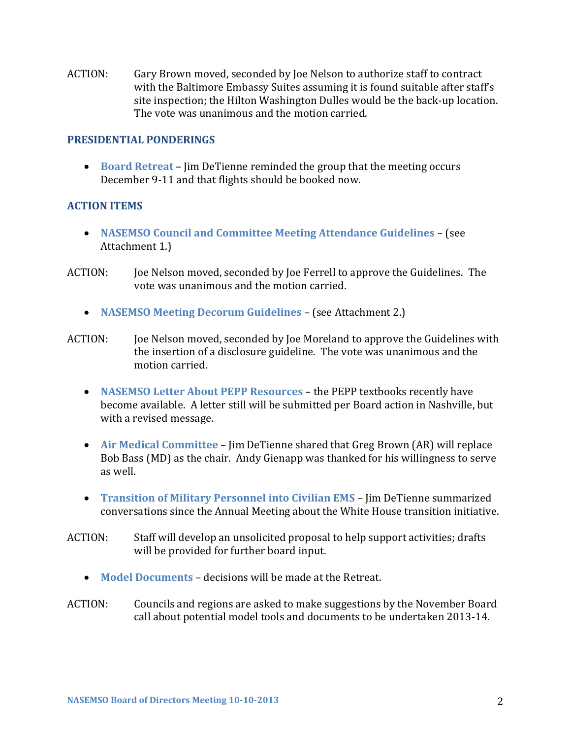ACTION: Gary Brown moved, seconded by Joe Nelson to authorize staff to contract with the Baltimore Embassy Suites assuming it is found suitable after staff's site inspection; the Hilton Washington Dulles would be the back-up location. The vote was unanimous and the motion carried.

## PRESIDENTIAL PONDERINGS

- **Board Retreat** – Jim DeTienne reminded the group that the meeting occurs December 9-11 and that flights should be booked now.

## ACTION ITEMS

- **NASEMSO Council and Committee Meeting Attendance Guidelines** – (see Attachment 1.)

ACTION: Joe Nelson moved, seconded by Joe Ferrell to approve the Guidelines. The vote was unanimous and the motion carried.

- **NASEMSO Meeting Decorum Guidelines** – (see Attachment 2.)

ACTION: Joe Nelson moved, seconded by Joe Moreland to approve the Guidelines with the insertion of a disclosure guideline. The vote was unanimous and the motion carried.

- **NASEMSO Letter About PEPP Resources** – the PEPP textbooks recently have become available. A letter still will be submitted per Board action in Nashville, but with a revised message.

- **Air Medical Committee** – Jim DeTienne shared that Greg Brown (AR) will replace Bob Bass (MD) as the chair. Andy Gienapp was thanked for his willingness to serve as well.

- **Transition of Military Personnel into Civilian EMS** – Jim DeTienne summarized conversations since the Annual Meeting about the White House transition initiative.

ACTION: Staff will develop an unsolicited proposal to help support activities; drafts will be provided for further board input.

- **Model Documents** – decisions will be made at the Retreat.

ACTION: Councils and regions are asked to make suggestions by the November Board call about potential model tools and documents to be undertaken 2013-14.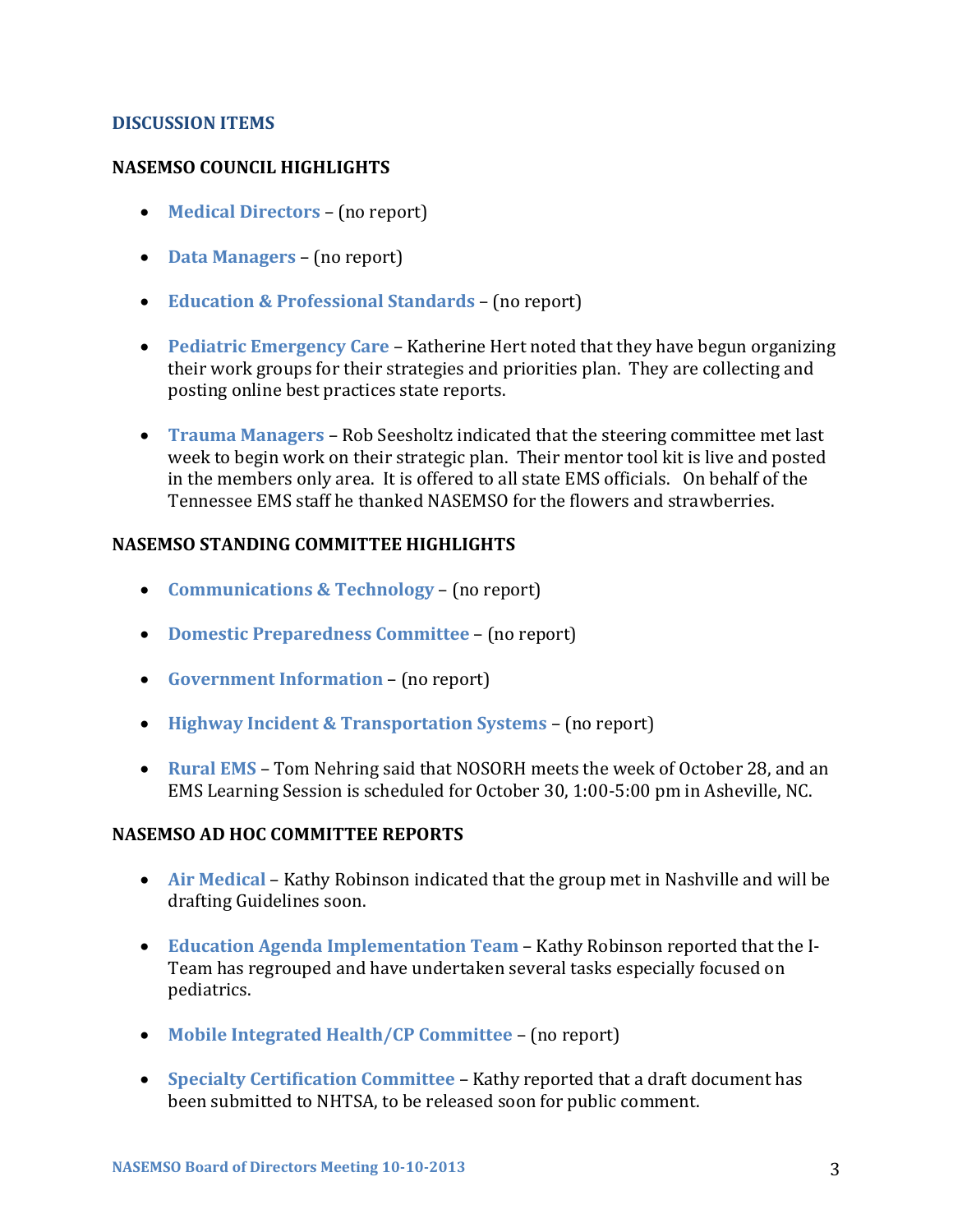## DISCUSSION ITEMS

### NASEMSO COUNCIL HIGHLIGHTS

- **Medical Directors** – (no report)
- **Data Managers** – (no report)
- **Education & Professional Standards** – (no report)
- **Pediatric Emergency Care** – Katherine Hert noted that they have begun organizing their work groups for their strategies and priorities plan. They are collecting and posting online best practices state reports.
- **Trauma Managers** – Rob Seesholtz indicated that the steering committee met last week to begin work on their strategic plan. Their mentor tool kit is live and posted in the members only area. It is offered to all state EMS officials. On behalf of the Tennessee EMS staff he thanked NASEMSO for the flowers and strawberries.

### NASEMSO STANDING COMMITTEE HIGHLIGHTS

- **Communications & Technology** – (no report)
- **Domestic Preparedness Committee** – (no report)
- **Government Information** – (no report)
- **Highway Incident & Transportation Systems** – (no report)
- **Rural EMS** – Tom Nehring said that NOSORH meets the week of October 28, and an EMS Learning Session is scheduled for October 30, 1:00-5:00 pm in Asheville, NC.

### NASEMSO AD HOC COMMITTEE REPORTS

- **Air Medical** – Kathy Robinson indicated that the group met in Nashville and will be drafting Guidelines soon.
- **Education Agenda Implementation Team** – Kathy Robinson reported that the I-Team has regrouped and have undertaken several tasks especially focused on pediatrics.
- **Mobile Integrated Health/CP Committee** – (no report)
- **Specialty Certification Committee** – Kathy reported that a draft document has been submitted to NHTSA, to be released soon for public comment.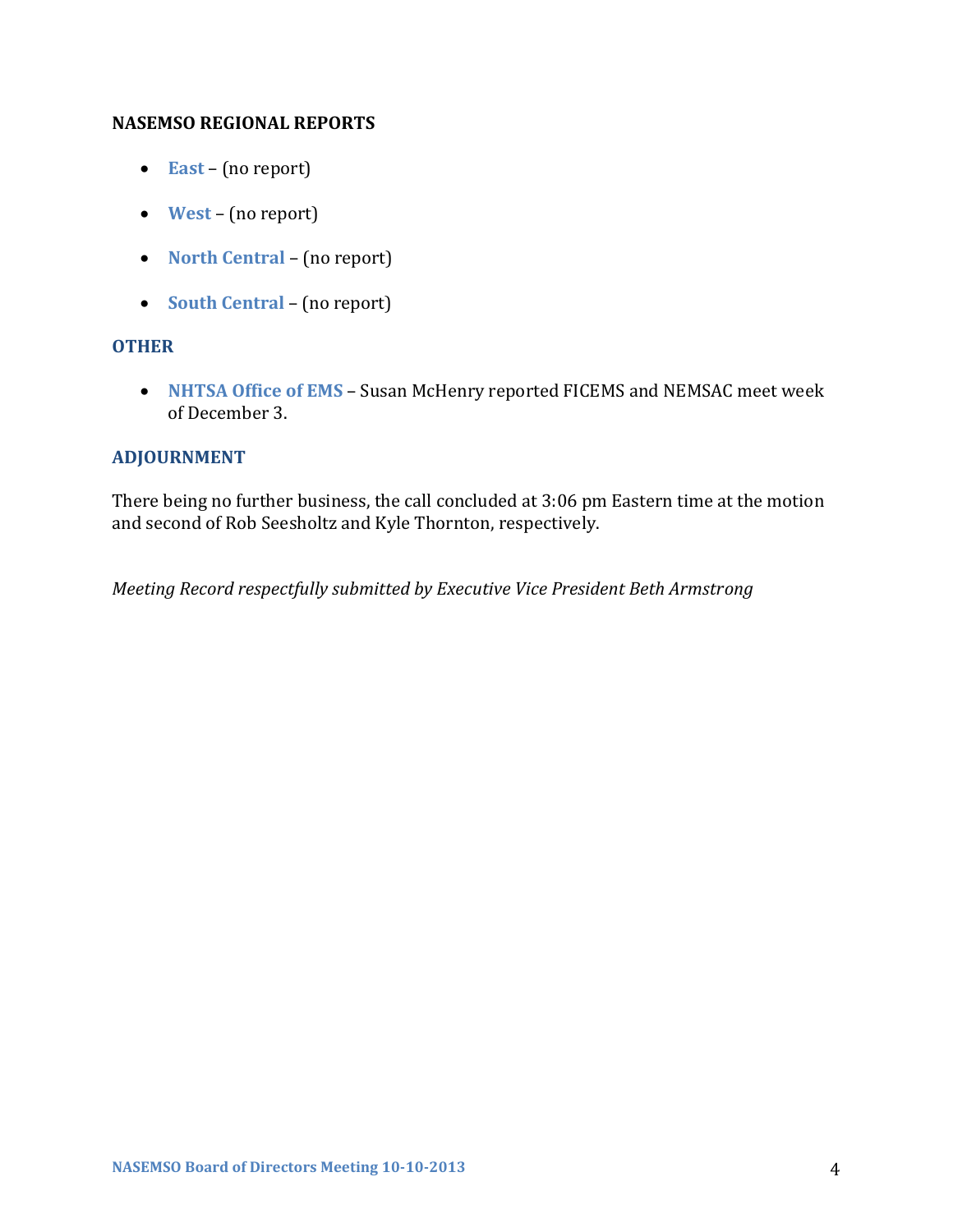## NASEMSO REGIONAL REPORTS

- **East** – (no report)
- **West** – (no report)
- **North Central** – (no report)
- **South Central** – (no report)

## OTHER

- **NHTSA Office of EMS** – Susan McHenry reported FICEMS and NEMSAC meet week of December 3.

## ADJOURNMENT

There being no further business, the call concluded at 3:06 pm Eastern time at the motion and second of Rob Seesholtz and Kyle Thornton, respectively.

*Meeting Record respectfully submitted by Executive Vice President Beth Armstrong*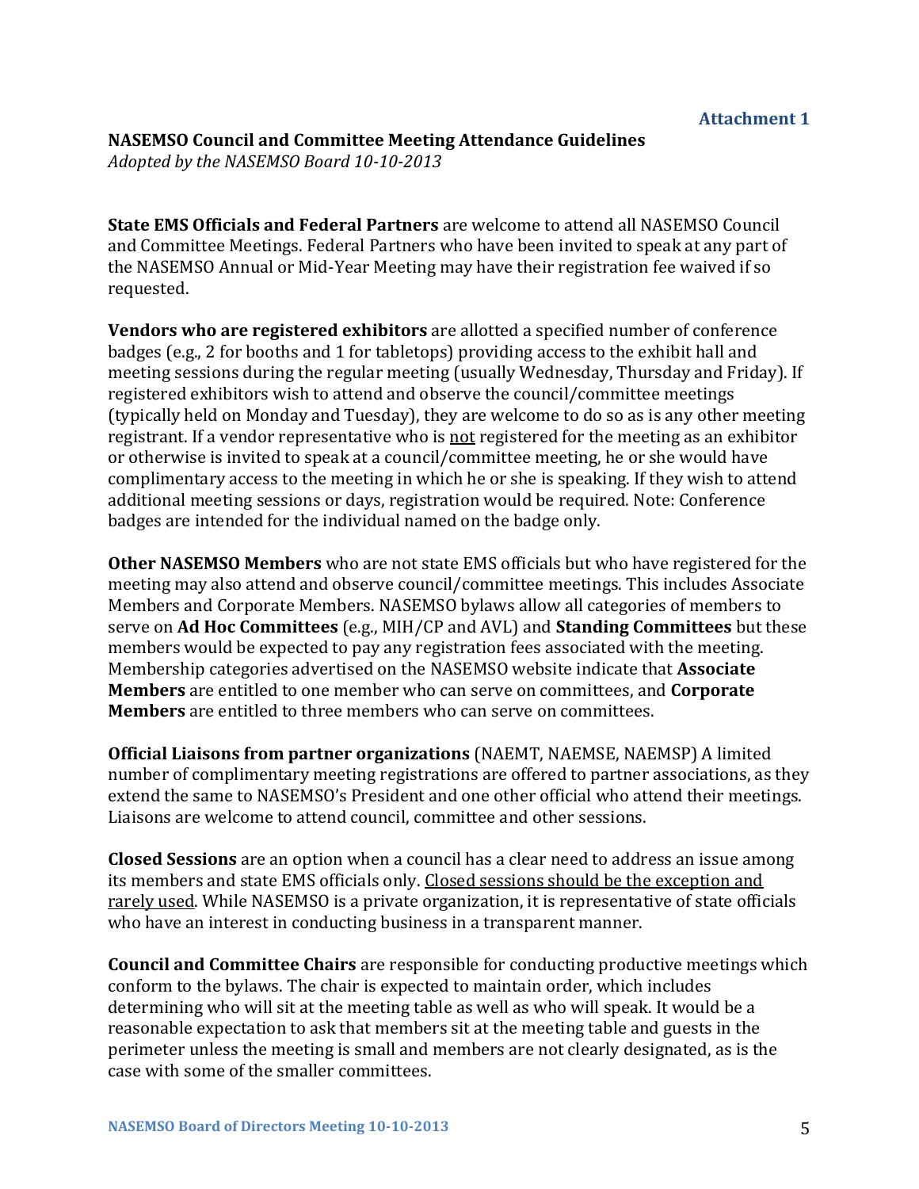**Attachment 1**

**NASEMSO Council and Committee Meeting Attendance Guidelines**
*Adopted by the NASEMSO Board 10-10-2013*

**State EMS Officials and Federal Partners** are welcome to attend all NASEMSO Council and Committee Meetings. Federal Partners who have been invited to speak at any part of the NASEMSO Annual or Mid-Year Meeting may have their registration fee waived if so requested.

**Vendors who are registered exhibitors** are allotted a specified number of conference badges (e.g., 2 for booths and 1 for tabletops) providing access to the exhibit hall and meeting sessions during the regular meeting (usually Wednesday, Thursday and Friday). If registered exhibitors wish to attend and observe the council/committee meetings (typically held on Monday and Tuesday), they are welcome to do so as is any other meeting registrant. If a vendor representative who is <u>not</u> registered for the meeting as an exhibitor or otherwise is invited to speak at a council/committee meeting, he or she would have complimentary access to the meeting in which he or she is speaking. If they wish to attend additional meeting sessions or days, registration would be required. Note: Conference badges are intended for the individual named on the badge only.

**Other NASEMSO Members** who are not state EMS officials but who have registered for the meeting may also attend and observe council/committee meetings. This includes Associate Members and Corporate Members. NASEMSO bylaws allow all categories of members to serve on **Ad Hoc Committees** (e.g., MIH/CP and AVL) and **Standing Committees** but these members would be expected to pay any registration fees associated with the meeting. Membership categories advertised on the NASEMSO website indicate that **Associate Members** are entitled to one member who can serve on committees, and **Corporate Members** are entitled to three members who can serve on committees.

**Official Liaisons from partner organizations** (NAEMT, NAEMSE, NAEMSP) A limited number of complimentary meeting registrations are offered to partner associations, as they extend the same to NASEMSO's President and one other official who attend their meetings. Liaisons are welcome to attend council, committee and other sessions.

**Closed Sessions** are an option when a council has a clear need to address an issue among its members and state EMS officials only. <u>Closed sessions should be the exception and rarely used</u>. While NASEMSO is a private organization, it is representative of state officials who have an interest in conducting business in a transparent manner.

**Council and Committee Chairs** are responsible for conducting productive meetings which conform to the bylaws. The chair is expected to maintain order, which includes determining who will sit at the meeting table as well as who will speak. It would be a reasonable expectation to ask that members sit at the meeting table and guests in the perimeter unless the meeting is small and members are not clearly designated, as is the case with some of the smaller committees.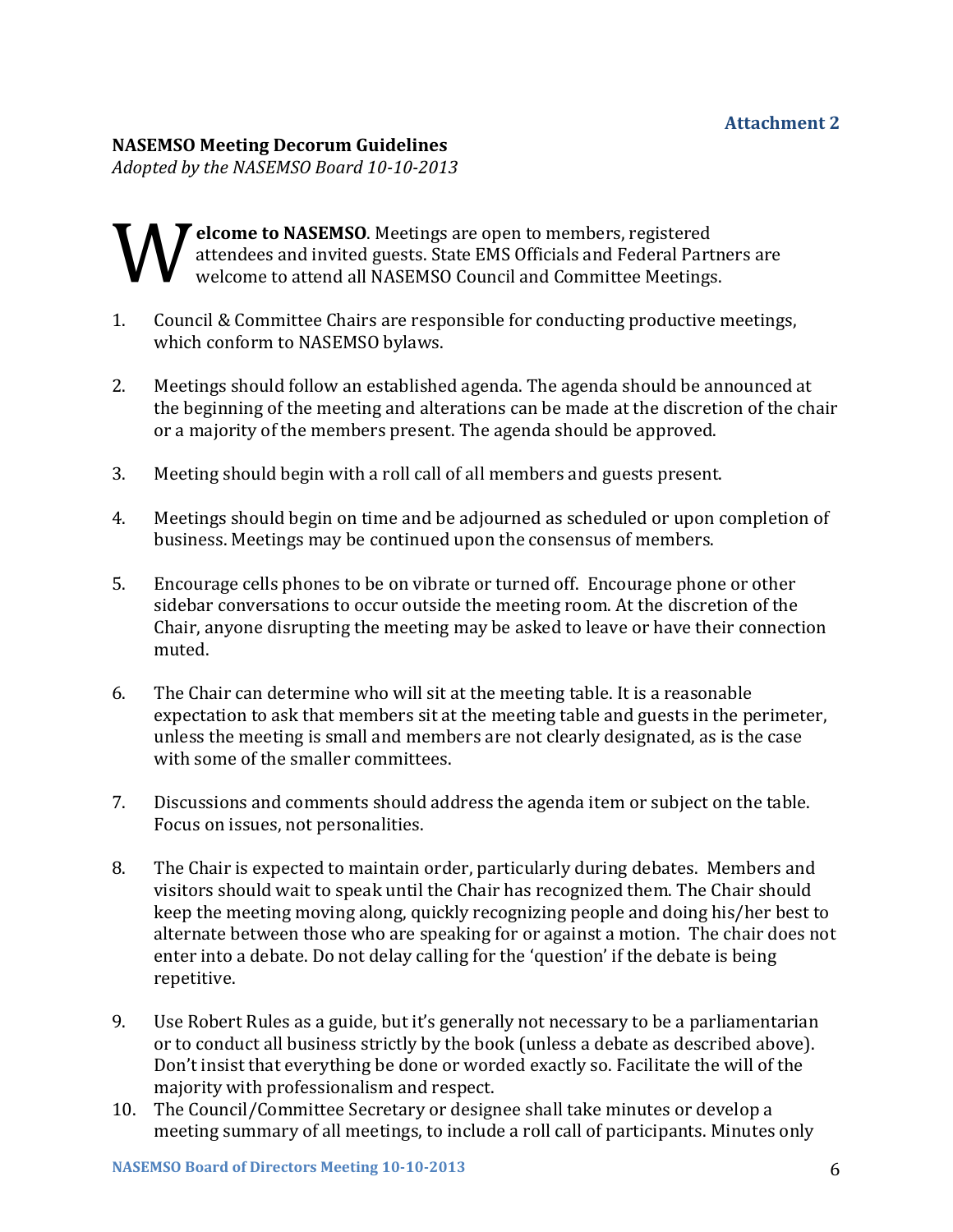**Attachment 2**

**NASEMSO Meeting Decorum Guidelines**
*Adopted by the NASEMSO Board 10-10-2013*

**Welcome to NASEMSO**. Meetings are open to members, registered attendees and invited guests. State EMS Officials and Federal Partners are welcome to attend all NASEMSO Council and Committee Meetings.

1. Council & Committee Chairs are responsible for conducting productive meetings, which conform to NASEMSO bylaws.

2. Meetings should follow an established agenda. The agenda should be announced at the beginning of the meeting and alterations can be made at the discretion of the chair or a majority of the members present. The agenda should be approved.

3. Meeting should begin with a roll call of all members and guests present.

4. Meetings should begin on time and be adjourned as scheduled or upon completion of business. Meetings may be continued upon the consensus of members.

5. Encourage cells phones to be on vibrate or turned off. Encourage phone or other sidebar conversations to occur outside the meeting room. At the discretion of the Chair, anyone disrupting the meeting may be asked to leave or have their connection muted.

6. The Chair can determine who will sit at the meeting table. It is a reasonable expectation to ask that members sit at the meeting table and guests in the perimeter, unless the meeting is small and members are not clearly designated, as is the case with some of the smaller committees.

7. Discussions and comments should address the agenda item or subject on the table. Focus on issues, not personalities.

8. The Chair is expected to maintain order, particularly during debates. Members and visitors should wait to speak until the Chair has recognized them. The Chair should keep the meeting moving along, quickly recognizing people and doing his/her best to alternate between those who are speaking for or against a motion. The chair does not enter into a debate. Do not delay calling for the 'question' if the debate is being repetitive.

9. Use Robert Rules as a guide, but it's generally not necessary to be a parliamentarian or to conduct all business strictly by the book (unless a debate as described above). Don't insist that everything be done or worded exactly so. Facilitate the will of the majority with professionalism and respect.

10. The Council/Committee Secretary or designee shall take minutes or develop a meeting summary of all meetings, to include a roll call of participants. Minutes only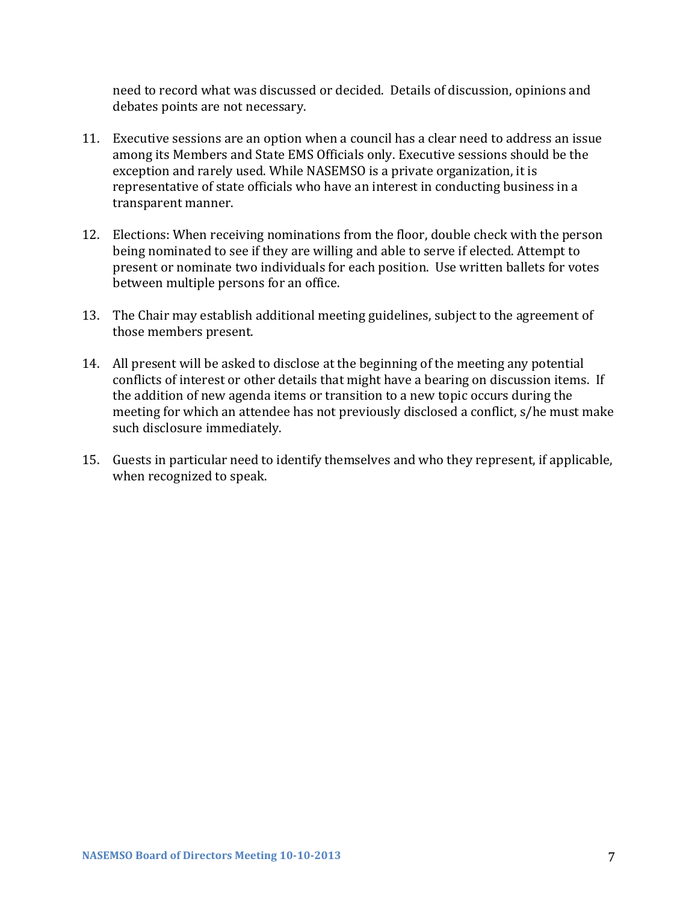need to record what was discussed or decided. Details of discussion, opinions and debates points are not necessary.

11. Executive sessions are an option when a council has a clear need to address an issue among its Members and State EMS Officials only. Executive sessions should be the exception and rarely used. While NASEMSO is a private organization, it is representative of state officials who have an interest in conducting business in a transparent manner.

12. Elections: When receiving nominations from the floor, double check with the person being nominated to see if they are willing and able to serve if elected. Attempt to present or nominate two individuals for each position. Use written ballets for votes between multiple persons for an office.

13. The Chair may establish additional meeting guidelines, subject to the agreement of those members present.

14. All present will be asked to disclose at the beginning of the meeting any potential conflicts of interest or other details that might have a bearing on discussion items. If the addition of new agenda items or transition to a new topic occurs during the meeting for which an attendee has not previously disclosed a conflict, s/he must make such disclosure immediately.

15. Guests in particular need to identify themselves and who they represent, if applicable, when recognized to speak.